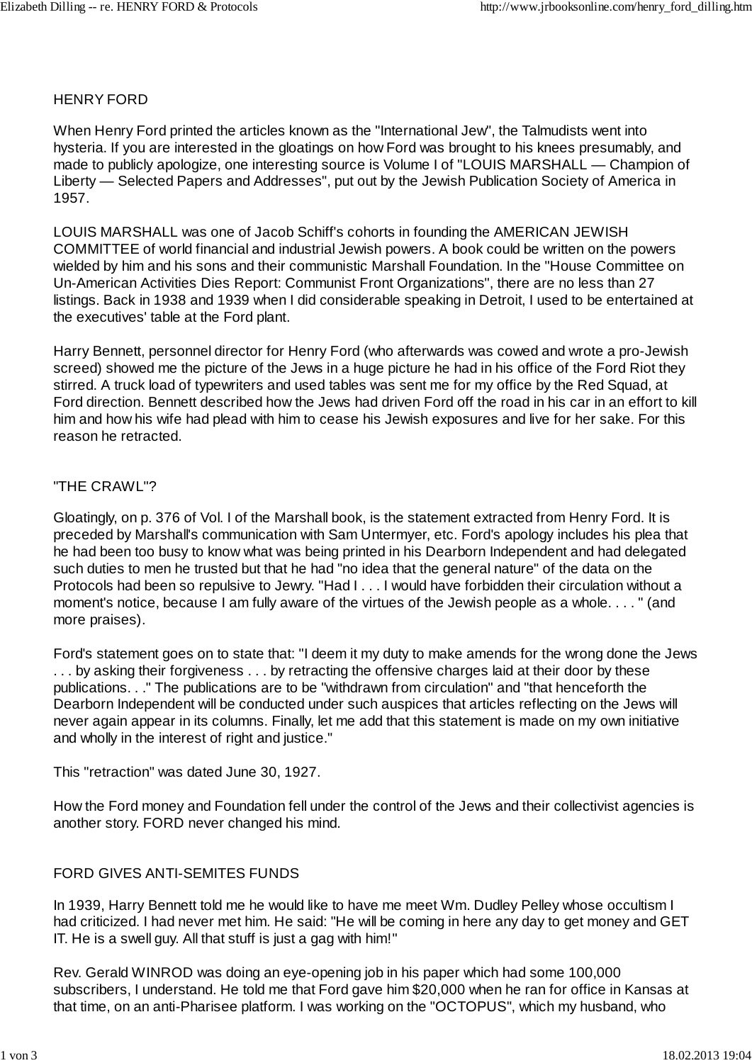## HENRY FORD

When Henry Ford printed the articles known as the "International Jew", the Talmudists went into hysteria. If you are interested in the gloatings on how Ford was brought to his knees presumably, and made to publicly apologize, one interesting source is Volume I of "LOUIS MARSHALL — Champion of Liberty — Selected Papers and Addresses", put out by the Jewish Publication Society of America in 1957.

LOUIS MARSHALL was one of Jacob Schiff's cohorts in founding the AMERICAN JEWISH COMMITTEE of world financial and industrial Jewish powers. A book could be written on the powers wielded by him and his sons and their communistic Marshall Foundation. In the "House Committee on Un-American Activities Dies Report: Communist Front Organizations", there are no less than 27 listings. Back in 1938 and 1939 when I did considerable speaking in Detroit, I used to be entertained at the executives' table at the Ford plant.

Harry Bennett, personnel director for Henry Ford (who afterwards was cowed and wrote a pro-Jewish screed) showed me the picture of the Jews in a huge picture he had in his office of the Ford Riot they stirred. A truck load of typewriters and used tables was sent me for my office by the Red Squad, at Ford direction. Bennett described how the Jews had driven Ford off the road in his car in an effort to kill him and how his wife had plead with him to cease his Jewish exposures and live for her sake. For this reason he retracted.

## "THE CRAWL"?

Gloatingly, on p. 376 of Vol. I of the Marshall book, is the statement extracted from Henry Ford. It is preceded by Marshall's communication with Sam Untermyer, etc. Ford's apology includes his plea that he had been too busy to know what was being printed in his Dearborn Independent and had delegated such duties to men he trusted but that he had "no idea that the general nature" of the data on the Protocols had been so repulsive to Jewry. "Had I . . . I would have forbidden their circulation without a moment's notice, because I am fully aware of the virtues of the Jewish people as a whole. . . . " (and more praises).

Ford's statement goes on to state that: "I deem it my duty to make amends for the wrong done the Jews . . . by asking their forgiveness . . . by retracting the offensive charges laid at their door by these publications. . ." The publications are to be "withdrawn from circulation" and "that henceforth the Dearborn Independent will be conducted under such auspices that articles reflecting on the Jews will never again appear in its columns. Finally, let me add that this statement is made on my own initiative and wholly in the interest of right and justice."

This "retraction" was dated June 30, 1927.

How the Ford money and Foundation fell under the control of the Jews and their collectivist agencies is another story. FORD never changed his mind.

## FORD GIVES ANTI-SEMITES FUNDS

In 1939, Harry Bennett told me he would like to have me meet Wm. Dudley Pelley whose occultism I had criticized. I had never met him. He said: "He will be coming in here any day to get money and GET IT. He is a swell guy. All that stuff is just a gag with him!"

Rev. Gerald WINROD was doing an eye-opening job in his paper which had some 100,000 subscribers, I understand. He told me that Ford gave him $20,000 when he ran for office in Kansas at that time, on an anti-Pharisee platform. I was working on the "OCTOPUS", which my husband, who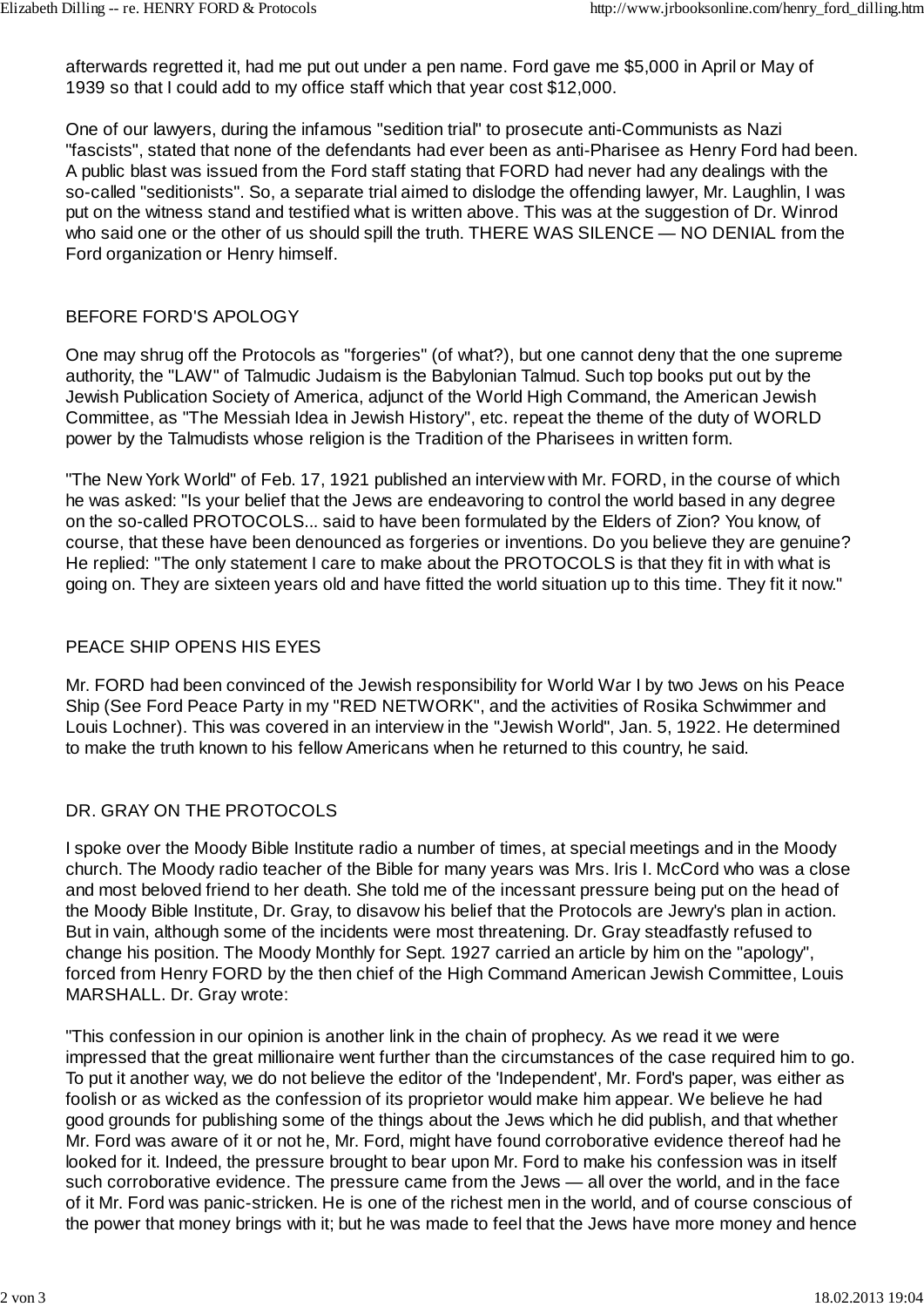afterwards regretted it, had me put out under a pen name. Ford gave me $5,000 in April or May of 1939 so that I could add to my office staff which that year cost $12,000.

One of our lawyers, during the infamous "sedition trial" to prosecute anti-Communists as Nazi "fascists", stated that none of the defendants had ever been as anti-Pharisee as Henry Ford had been. A public blast was issued from the Ford staff stating that FORD had never had any dealings with the so-called "seditionists". So, a separate trial aimed to dislodge the offending lawyer, Mr. Laughlin, I was put on the witness stand and testified what is written above. This was at the suggestion of Dr. Winrod who said one or the other of us should spill the truth. THERE WAS SILENCE — NO DENIAL from the Ford organization or Henry himself.

## BEFORE FORD'S APOLOGY

One may shrug off the Protocols as "forgeries" (of what?), but one cannot deny that the one supreme authority, the "LAW" of Talmudic Judaism is the Babylonian Talmud. Such top books put out by the Jewish Publication Society of America, adjunct of the World High Command, the American Jewish Committee, as "The Messiah Idea in Jewish History", etc. repeat the theme of the duty of WORLD power by the Talmudists whose religion is the Tradition of the Pharisees in written form.

"The New York World" of Feb. 17, 1921 published an interview with Mr. FORD, in the course of which he was asked: "Is your belief that the Jews are endeavoring to control the world based in any degree on the so-called PROTOCOLS... said to have been formulated by the Elders of Zion? You know, of course, that these have been denounced as forgeries or inventions. Do you believe they are genuine? He replied: "The only statement I care to make about the PROTOCOLS is that they fit in with what is going on. They are sixteen years old and have fitted the world situation up to this time. They fit it now."

## PEACE SHIP OPENS HIS EYES

Mr. FORD had been convinced of the Jewish responsibility for World War I by two Jews on his Peace Ship (See Ford Peace Party in my "RED NETWORK", and the activities of Rosika Schwimmer and Louis Lochner). This was covered in an interview in the "Jewish World", Jan. 5, 1922. He determined to make the truth known to his fellow Americans when he returned to this country, he said.

## DR. GRAY ON THE PROTOCOLS

I spoke over the Moody Bible Institute radio a number of times, at special meetings and in the Moody church. The Moody radio teacher of the Bible for many years was Mrs. Iris I. McCord who was a close and most beloved friend to her death. She told me of the incessant pressure being put on the head of the Moody Bible Institute, Dr. Gray, to disavow his belief that the Protocols are Jewry's plan in action. But in vain, although some of the incidents were most threatening. Dr. Gray steadfastly refused to change his position. The Moody Monthly for Sept. 1927 carried an article by him on the "apology", forced from Henry FORD by the then chief of the High Command American Jewish Committee, Louis MARSHALL. Dr. Gray wrote:

"This confession in our opinion is another link in the chain of prophecy. As we read it we were impressed that the great millionaire went further than the circumstances of the case required him to go. To put it another way, we do not believe the editor of the 'Independent', Mr. Ford's paper, was either as foolish or as wicked as the confession of its proprietor would make him appear. We believe he had good grounds for publishing some of the things about the Jews which he did publish, and that whether Mr. Ford was aware of it or not he, Mr. Ford, might have found corroborative evidence thereof had he looked for it. Indeed, the pressure brought to bear upon Mr. Ford to make his confession was in itself such corroborative evidence. The pressure came from the Jews — all over the world, and in the face of it Mr. Ford was panic-stricken. He is one of the richest men in the world, and of course conscious of the power that money brings with it; but he was made to feel that the Jews have more money and hence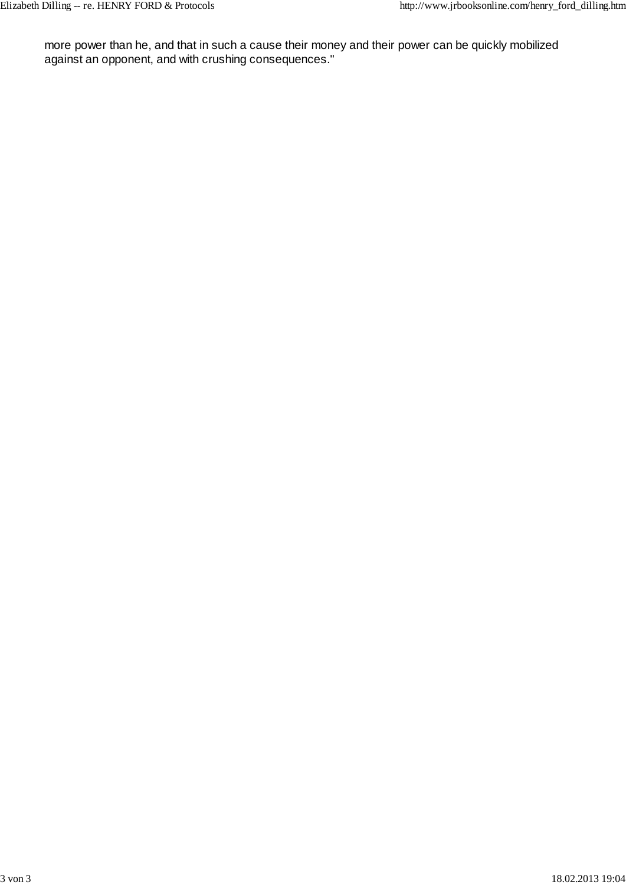more power than he, and that in such a cause their money and their power can be quickly mobilized against an opponent, and with crushing consequences."